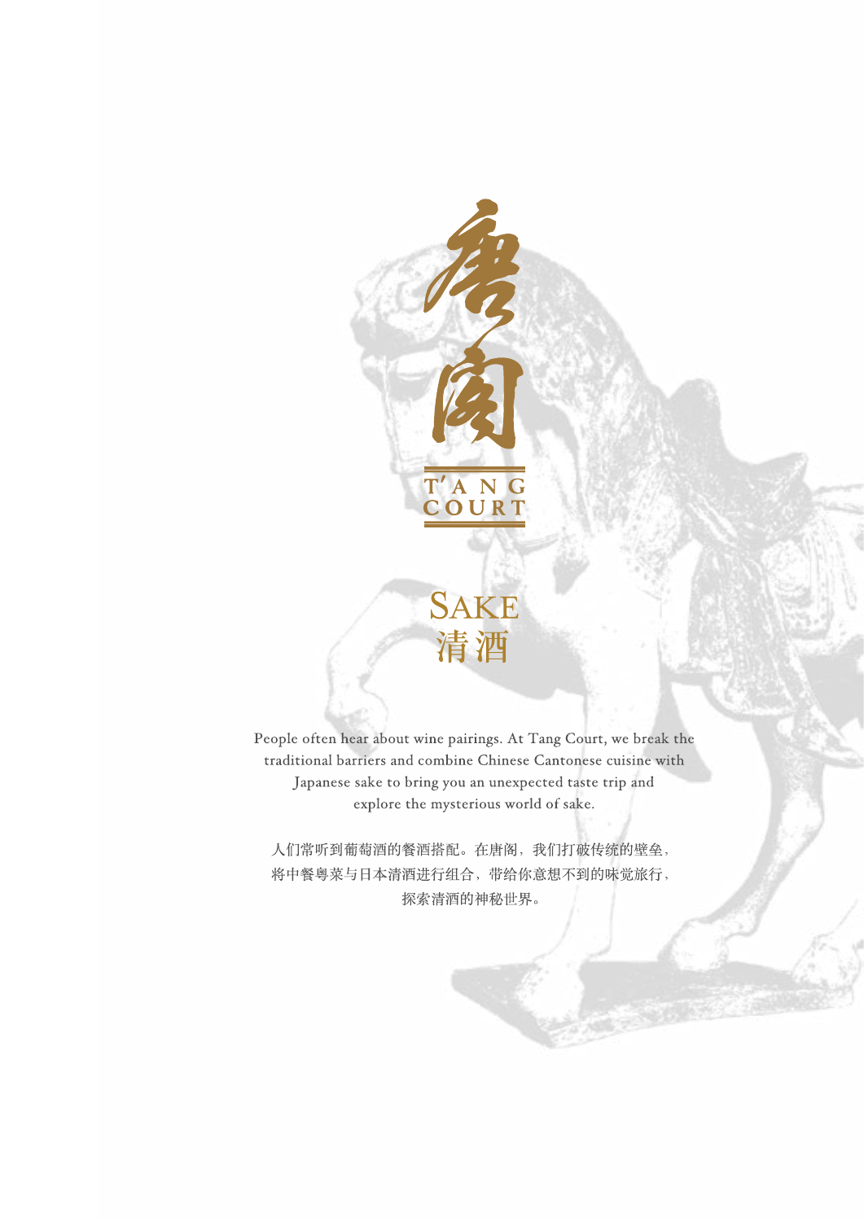# 唐閣

T'ANG COURT

## SAKE
## 清酒

People often hear about wine pairings. At Tang Court, we break the traditional barriers and combine Chinese Cantonese cuisine with Japanese sake to bring you an unexpected taste trip and explore the mysterious world of sake.

人们常听到葡萄酒的餐酒搭配。在唐阁，我们打破传统的壁垒，将中餐粤菜与日本清酒进行组合，带给你意想不到的味觉旅行，探索清酒的神秘世界。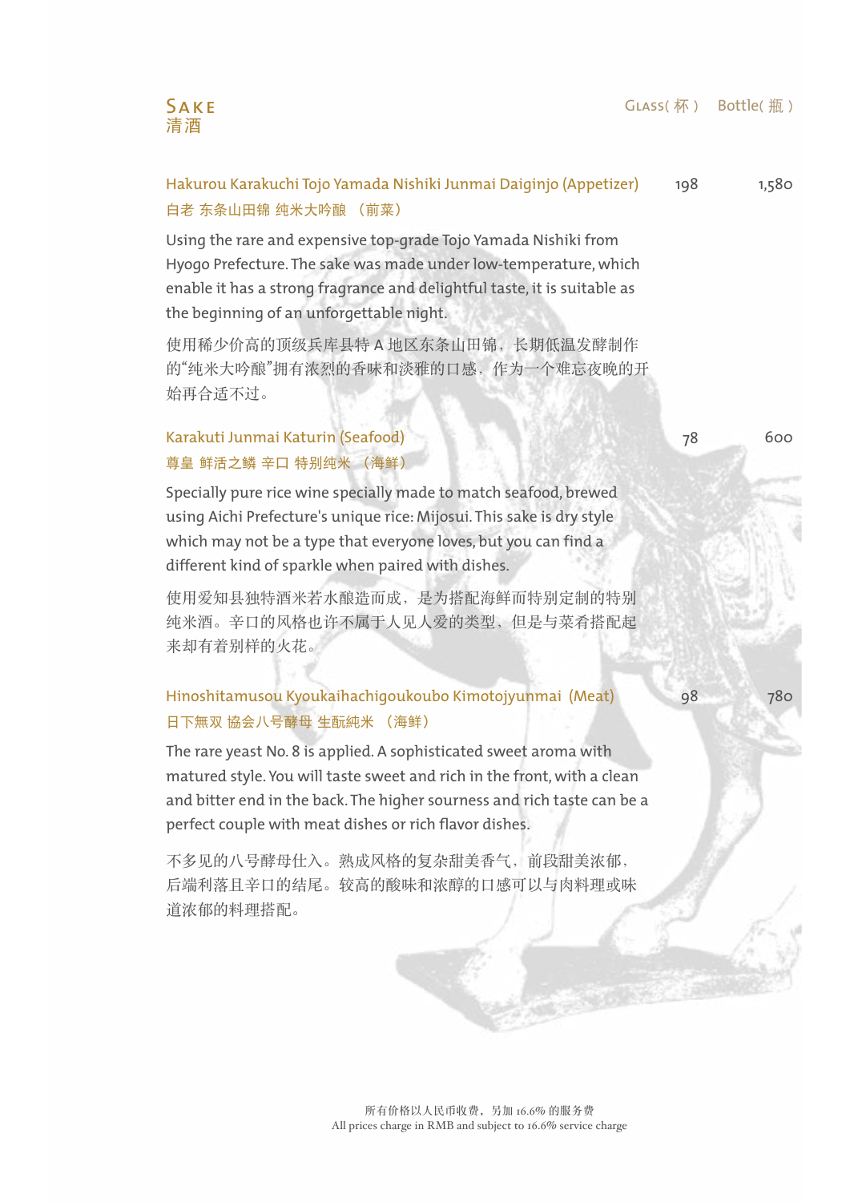## Sake
## 清酒

| | Glass( 杯 ) | Bottle( 瓶 ) |
|---|---|---|
| Hakurou Karakuchi Tojo Yamada Nishiki Junmai Daiginjo (Appetizer) | 198 | 1,580 |

白老 东条山田锦 纯米大吟酿 （前菜）

Using the rare and expensive top-grade Tojo Yamada Nishiki from Hyogo Prefecture. The sake was made under low-temperature, which enable it has a strong fragrance and delightful taste, it is suitable as the beginning of an unforgettable night.

使用稀少价高的顶级兵库县特 A 地区东条山田锦，长期低温发酵制作的“纯米大吟酿”拥有浓烈的香味和淡雅的口感，作为一个难忘夜晚的开始再合适不过。

| | Glass( 杯 ) | Bottle( 瓶 ) |
|---|---|---|
| Karakuti Junmai Katurin (Seafood) | 78 | 600 |

尊皇 鲜活之鳞 辛口 特别纯米 （海鲜）

Specially pure rice wine specially made to match seafood, brewed using Aichi Prefecture's unique rice: Mijosui. This sake is dry style which may not be a type that everyone loves, but you can find a different kind of sparkle when paired with dishes.

使用爱知县独特酒米若水酿造而成，是为搭配海鲜而特别定制的特别纯米酒。辛口的风格也许不属于人见人爱的类型，但是与菜肴搭配起来却有着别样的火花。

| | Glass( 杯 ) | Bottle( 瓶 ) |
|---|---|---|
| Hinoshitamusou Kyoukaihachigoukoubo Kimotojyunmai (Meat) | 98 | 780 |

日下無双 協会八号酵母 生酛純米 （海鲜）

The rare yeast No. 8 is applied. A sophisticated sweet aroma with matured style. You will taste sweet and rich in the front, with a clean and bitter end in the back. The higher sourness and rich taste can be a perfect couple with meat dishes or rich flavor dishes.

不多见的八号酵母仕入。熟成风格的复杂甜美香气，前段甜美浓郁，后端利落且辛口的结尾。较高的酸味和浓醇的口感可以与肉料理或味道浓郁的料理搭配。

所有价格以人民币收费，另加 16.6% 的服务费
All prices charge in RMB and subject to 16.6% service charge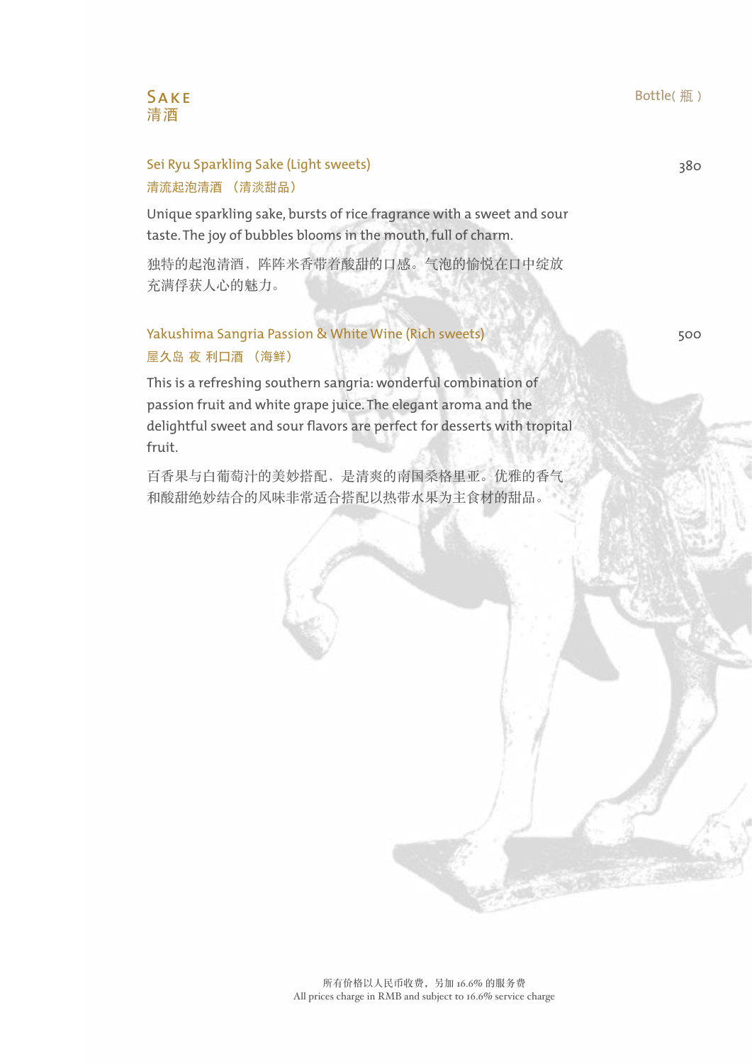## SAKE
## 清酒

Bottle( 瓶 )

### Sei Ryu Sparkling Sake (Light sweets) 380
### 清流起泡清酒 （清淡甜品）

Unique sparkling sake, bursts of rice fragrance with a sweet and sour taste. The joy of bubbles blooms in the mouth, full of charm.

独特的起泡清酒，阵阵米香带着酸甜的口感。气泡的愉悦在口中绽放充满俘获人心的魅力。

### Yakushima Sangria Passion & White Wine (Rich sweets) 500
### 屋久岛 夜 利口酒 （海鲜）

This is a refreshing southern sangria: wonderful combination of passion fruit and white grape juice. The elegant aroma and the delightful sweet and sour flavors are perfect for desserts with tropital fruit.

百香果与白葡萄汁的美妙搭配，是清爽的南国桑格里亚。优雅的香气和酸甜绝妙结合的风味非常适合搭配以热带水果为主食材的甜品。

所有价格以人民币收费，另加 16.6% 的服务费
All prices charge in RMB and subject to 16.6% service charge